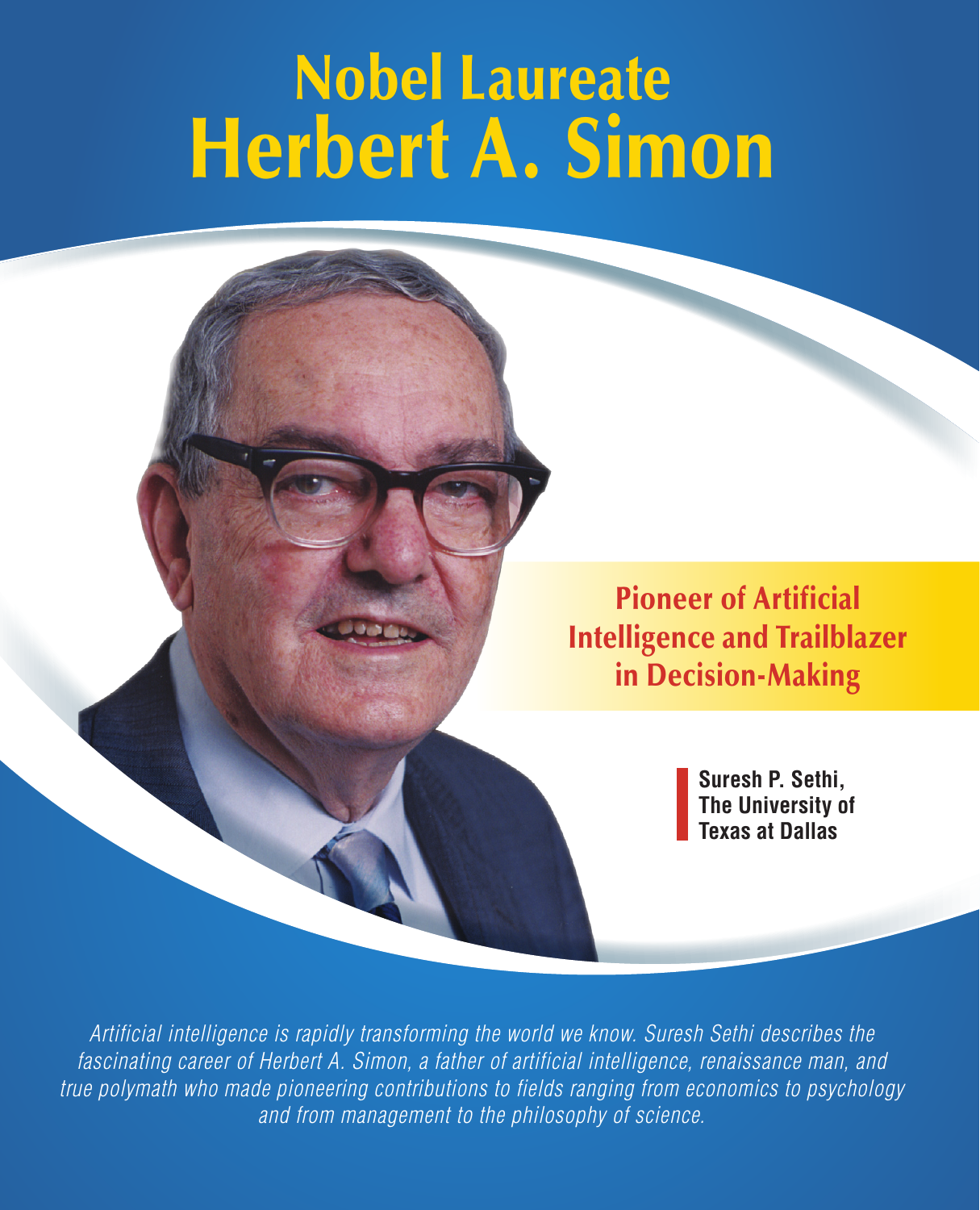# Nobel Laureate Herbert A. Simon

## Pioneer of Artificial Intelligence and Trailblazer in Decision-Making

**Suresh P. Sethi, The University of Texas at Dallas**

*Artificial intelligence is rapidly transforming the world we know. Suresh Sethi describes the fascinating career of Herbert A. Simon, a father of artificial intelligence, renaissance man, and true polymath who made pioneering contributions to fields ranging from economics to psychology and from management to the philosophy of science.*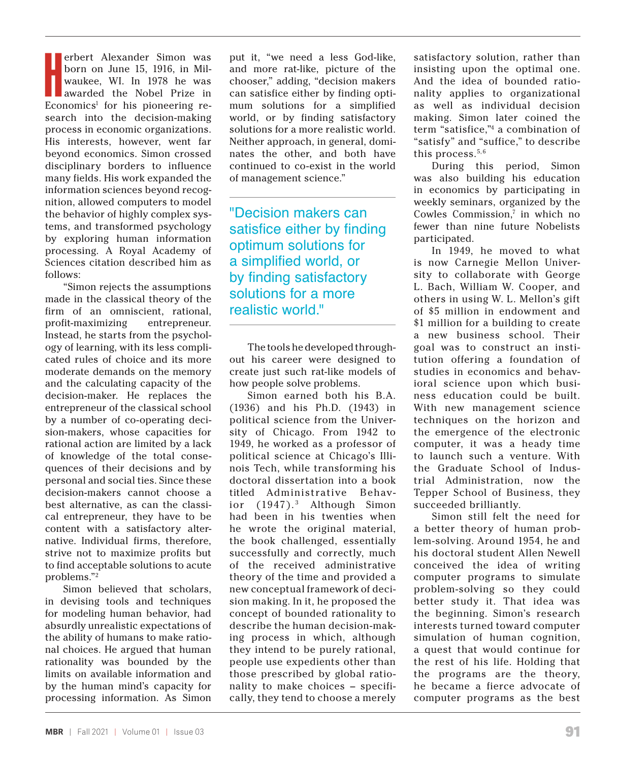Herbert Alexander Simon was born on June 15, 1916, in Milwaukee, WI. In 1978 he was awarded the Nobel Prize in Economics[1] for his pioneering research into the decision-making process in economic organizations. His interests, however, went far beyond economics. Simon crossed disciplinary borders to influence many fields. His work expanded the information sciences beyond recognition, allowed computers to model the behavior of highly complex systems, and transformed psychology by exploring human information processing. A Royal Academy of Sciences citation described him as follows:

"Simon rejects the assumptions made in the classical theory of the firm of an omniscient, rational, profit-maximizing entrepreneur. Instead, he starts from the psychology of learning, with its less complicated rules of choice and its more moderate demands on the memory and the calculating capacity of the decision-maker. He replaces the entrepreneur of the classical school by a number of co-operating decision-makers, whose capacities for rational action are limited by a lack of knowledge of the total consequences of their decisions and by personal and social ties. Since these decision-makers cannot choose a best alternative, as can the classical entrepreneur, they have to be content with a satisfactory alternative. Individual firms, therefore, strive not to maximize profits but to find acceptable solutions to acute problems."[2]

Simon believed that scholars, in devising tools and techniques for modeling human behavior, had absurdly unrealistic expectations of the ability of humans to make rational choices. He argued that human rationality was bounded by the limits on available information and by the human mind's capacity for processing information. As Simon put it, "we need a less God-like, and more rat-like, picture of the chooser," adding, "decision makers can satisfice either by finding optimum solutions for a simplified world, or by finding satisfactory solutions for a more realistic world. Neither approach, in general, dominates the other, and both have continued to co-exist in the world of management science."

> "Decision makers can satisfice either by finding optimum solutions for a simplified world, or by finding satisfactory solutions for a more realistic world."

The tools he developed throughout his career were designed to create just such rat-like models of how people solve problems.

Simon earned both his B.A. (1936) and his Ph.D. (1943) in political science from the University of Chicago. From 1942 to 1949, he worked as a professor of political science at Chicago's Illinois Tech, while transforming his doctoral dissertation into a book titled Administrative Behavior (1947).[3] Although Simon had been in his twenties when he wrote the original material, the book challenged, essentially successfully and correctly, much of the received administrative theory of the time and provided a new conceptual framework of decision making. In it, he proposed the concept of bounded rationality to describe the human decision-making process in which, although they intend to be purely rational, people use expedients other than those prescribed by global rationality to make choices – specifically, they tend to choose a merely satisfactory solution, rather than insisting upon the optimal one. And the idea of bounded rationality applies to organizational as well as individual decision making. Simon later coined the term "satisfice,"[4] a combination of "satisfy" and "suffice," to describe this process.[5,6]

During this period, Simon was also building his education in economics by participating in weekly seminars, organized by the Cowles Commission,[7] in which no fewer than nine future Nobelists participated.

In 1949, he moved to what is now Carnegie Mellon University to collaborate with George L. Bach, William W. Cooper, and others in using W. L. Mellon's gift of $5 million in endowment and $1 million for a building to create a new business school. Their goal was to construct an institution offering a foundation of studies in economics and behavioral science upon which business education could be built. With new management science techniques on the horizon and the emergence of the electronic computer, it was a heady time to launch such a venture. With the Graduate School of Industrial Administration, now the Tepper School of Business, they succeeded brilliantly.

Simon still felt the need for a better theory of human problem-solving. Around 1954, he and his doctoral student Allen Newell conceived the idea of writing computer programs to simulate problem-solving so they could better study it. That idea was the beginning. Simon's research interests turned toward computer simulation of human cognition, a quest that would continue for the rest of his life. Holding that the programs are the theory, he became a fierce advocate of computer programs as the best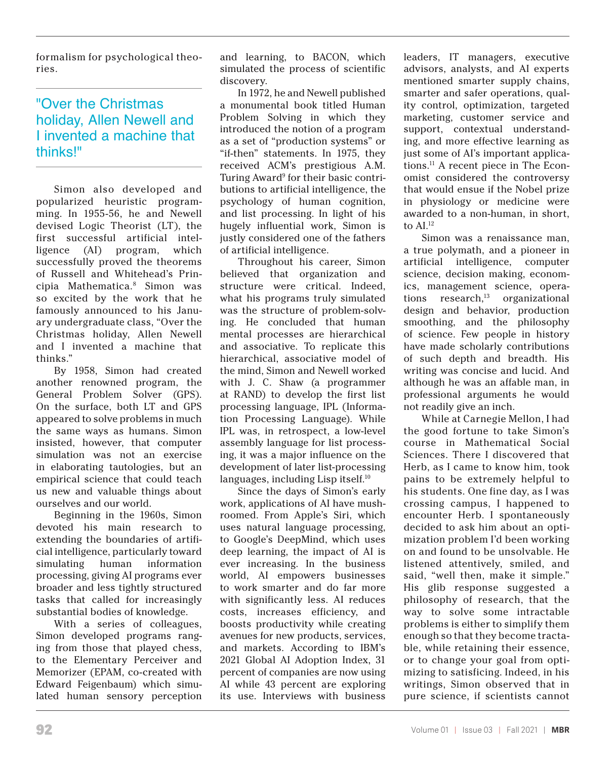formalism for psychological theories.

> "Over the Christmas holiday, Allen Newell and I invented a machine that thinks!"

Simon also developed and popularized heuristic programming. In 1955-56, he and Newell devised Logic Theorist (LT), the first successful artificial intelligence (AI) program, which successfully proved the theorems of Russell and Whitehead's Principia Mathematica.[8] Simon was so excited by the work that he famously announced to his January undergraduate class, "Over the Christmas holiday, Allen Newell and I invented a machine that thinks."

By 1958, Simon had created another renowned program, the General Problem Solver (GPS). On the surface, both LT and GPS appeared to solve problems in much the same ways as humans. Simon insisted, however, that computer simulation was not an exercise in elaborating tautologies, but an empirical science that could teach us new and valuable things about ourselves and our world.

Beginning in the 1960s, Simon devoted his main research to extending the boundaries of artificial intelligence, particularly toward simulating human information processing, giving AI programs ever broader and less tightly structured tasks that called for increasingly substantial bodies of knowledge.

With a series of colleagues, Simon developed programs ranging from those that played chess, to the Elementary Perceiver and Memorizer (EPAM, co-created with Edward Feigenbaum) which simulated human sensory perception and learning, to BACON, which simulated the process of scientific discovery.

In 1972, he and Newell published a monumental book titled Human Problem Solving in which they introduced the notion of a program as a set of "production systems" or "if-then" statements. In 1975, they received ACM's prestigious A.M. Turing Award[9] for their basic contributions to artificial intelligence, the psychology of human cognition, and list processing. In light of his hugely influential work, Simon is justly considered one of the fathers of artificial intelligence.

Throughout his career, Simon believed that organization and structure were critical. Indeed, what his programs truly simulated was the structure of problem-solving. He concluded that human mental processes are hierarchical and associative. To replicate this hierarchical, associative model of the mind, Simon and Newell worked with J. C. Shaw (a programmer at RAND) to develop the first list processing language, IPL (Information Processing Language). While IPL was, in retrospect, a low-level assembly language for list processing, it was a major influence on the development of later list-processing languages, including Lisp itself.[10]

Since the days of Simon's early work, applications of AI have mushroomed. From Apple's Siri, which uses natural language processing, to Google's DeepMind, which uses deep learning, the impact of AI is ever increasing. In the business world, AI empowers businesses to work smarter and do far more with significantly less. AI reduces costs, increases efficiency, and boosts productivity while creating avenues for new products, services, and markets. According to IBM's 2021 Global AI Adoption Index, 31 percent of companies are now using AI while 43 percent are exploring its use. Interviews with business leaders, IT managers, executive advisors, analysts, and AI experts mentioned smarter supply chains, smarter and safer operations, quality control, optimization, targeted marketing, customer service and support, contextual understanding, and more effective learning as just some of AI's important applications.[11] A recent piece in The Economist considered the controversy that would ensue if the Nobel prize in physiology or medicine were awarded to a non-human, in short, to AI.[12]

Simon was a renaissance man, a true polymath, and a pioneer in artificial intelligence, computer science, decision making, economics, management science, operations research,[13] organizational design and behavior, production smoothing, and the philosophy of science. Few people in history have made scholarly contributions of such depth and breadth. His writing was concise and lucid. And although he was an affable man, in professional arguments he would not readily give an inch.

While at Carnegie Mellon, I had the good fortune to take Simon's course in Mathematical Social Sciences. There I discovered that Herb, as I came to know him, took pains to be extremely helpful to his students. One fine day, as I was crossing campus, I happened to encounter Herb. I spontaneously decided to ask him about an optimization problem I'd been working on and found to be unsolvable. He listened attentively, smiled, and said, "well then, make it simple." His glib response suggested a philosophy of research, that the way to solve some intractable problems is either to simplify them enough so that they become tractable, while retaining their essence, or to change your goal from optimizing to satisficing. Indeed, in his writings, Simon observed that in pure science, if scientists cannot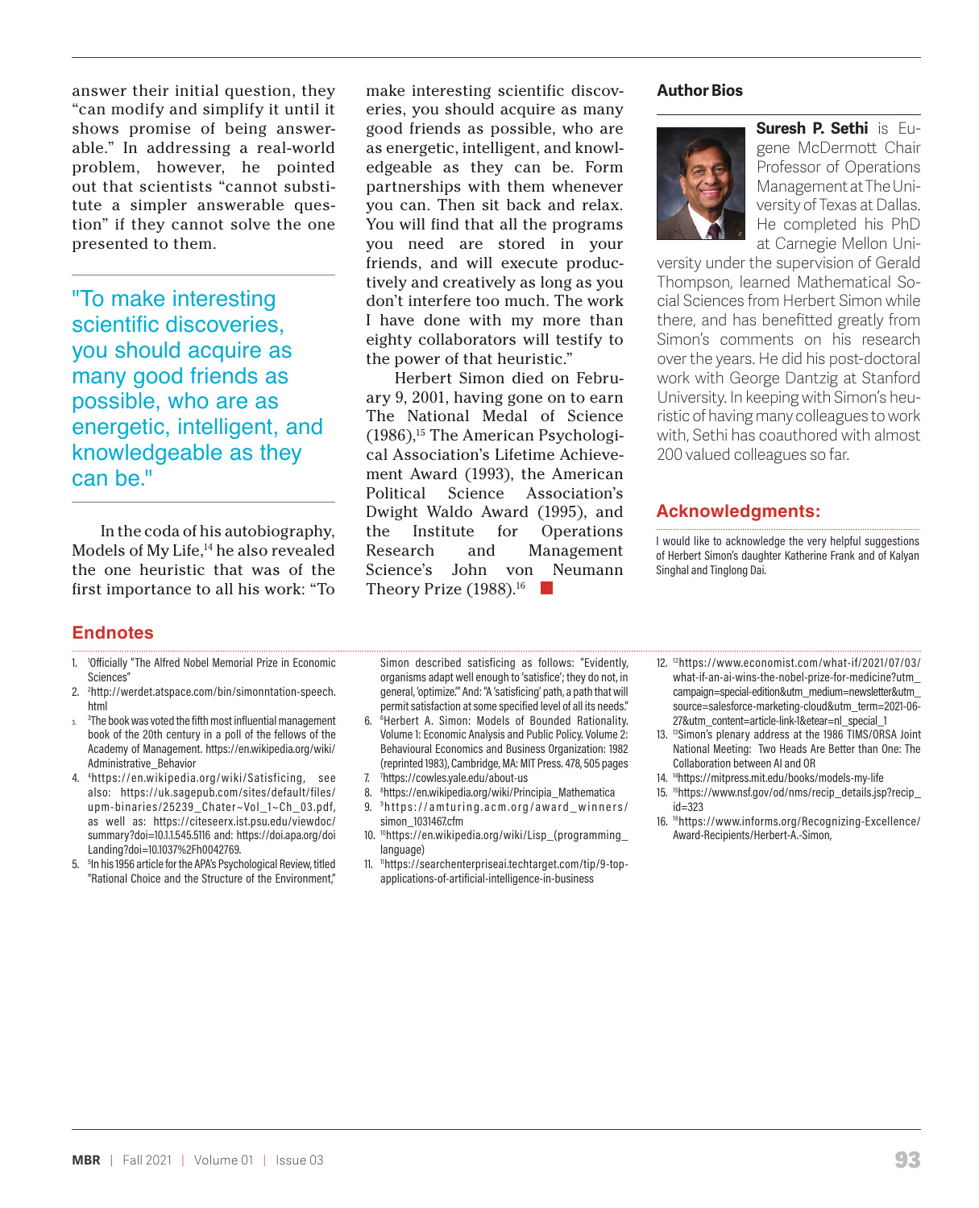answer their initial question, they "can modify and simplify it until it shows promise of being answerable." In addressing a real-world problem, however, he pointed out that scientists "cannot substitute a simpler answerable question" if they cannot solve the one presented to them.

> "To make interesting scientific discoveries, you should acquire as many good friends as possible, who are as energetic, intelligent, and knowledgeable as they can be."

In the coda of his autobiography, Models of My Life,[14] he also revealed the one heuristic that was of the first importance to all his work: "To make interesting scientific discoveries, you should acquire as many good friends as possible, who are as energetic, intelligent, and knowledgeable as they can be. Form partnerships with them whenever you can. Then sit back and relax. You will find that all the programs you need are stored in your friends, and will execute productively and creatively as long as you don't interfere too much. The work I have done with my more than eighty collaborators will testify to the power of that heuristic."

Herbert Simon died on February 9, 2001, having gone on to earn The National Medal of Science (1986),[15] The American Psychological Association's Lifetime Achievement Award (1993), the American Political Science Association's Dwight Waldo Award (1995), and the Institute for Operations Research and Management Science's John von Neumann Theory Prize (1988).[16]

## Author Bios

**Suresh P. Sethi** is Eugene McDermott Chair Professor of Operations Management at The University of Texas at Dallas. He completed his PhD at Carnegie Mellon University under the supervision of Gerald Thompson, learned Mathematical Social Sciences from Herbert Simon while there, and has benefitted greatly from Simon's comments on his research over the years. He did his post-doctoral work with George Dantzig at Stanford University. In keeping with Simon's heuristic of having many colleagues to work with, Sethi has coauthored with almost 200 valued colleagues so far.

## Acknowledgments:

I would like to acknowledge the very helpful suggestions of Herbert Simon's daughter Katherine Frank and of Kalyan Singhal and Tinglong Dai.

## Endnotes

1. [1]Officially "The Alfred Nobel Memorial Prize in Economic Sciences"
2. [2]http://werdet.atspace.com/bin/simonntation-speech.html
3. [3]The book was voted the fifth most influential management book of the 20th century in a poll of the fellows of the Academy of Management. https://en.wikipedia.org/wiki/Administrative_Behavior
4. [4]https://en.wikipedia.org/wiki/Satisficing, see also: https://uk.sagepub.com/sites/default/files/upm-binaries/25239_Chater~Vol_1~Ch_03.pdf, as well as: https://citeseerx.ist.psu.edu/viewdoc/summary?doi=10.1.1.545.5116 and: https://doi.apa.org/doiLanding?doi=10.1037%2Fh0042769.
5. [5]In his 1956 article for the APA's Psychological Review, titled "Rational Choice and the Structure of the Environment," Simon described satisficing as follows: "Evidently, organisms adapt well enough to 'satisfice'; they do not, in general, 'optimize.'" And: "A 'satisficing' path, a path that will permit satisfaction at some specified level of all its needs."
6. [6]Herbert A. Simon: Models of Bounded Rationality. Volume 1: Economic Analysis and Public Policy. Volume 2: Behavioural Economics and Business Organization: 1982 (reprinted 1983), Cambridge, MA: MIT Press. 478, 505 pages
7. [7]https://cowles.yale.edu/about-us
8. [8]https://en.wikipedia.org/wiki/Principia_Mathematica
9. [9]https://amturing.acm.org/award_winners/simon_1031467.cfm
10. [10]https://en.wikipedia.org/wiki/Lisp_(programming_language)
11. [11]https://searchenterpriseai.techtarget.com/tip/9-top-applications-of-artificial-intelligence-in-business
12. [12]https://www.economist.com/what-if/2021/07/03/what-if-an-ai-wins-the-nobel-prize-for-medicine?utm_campaign=special-edition&utm_medium=newsletter&utm_source=salesforce-marketing-cloud&utm_term=2021-06-27&utm_content=article-link-1&etear=nl_special_1
13. [13]Simon's plenary address at the 1986 TIMS/ORSA Joint National Meeting: Two Heads Are Better than One: The Collaboration between AI and OR
14. [14]https://mitpress.mit.edu/books/models-my-life
15. [15]https://www.nsf.gov/od/nms/recip_details.jsp?recip_id=323
16. [16]https://www.informs.org/Recognizing-Excellence/Award-Recipients/Herbert-A.-Simon,